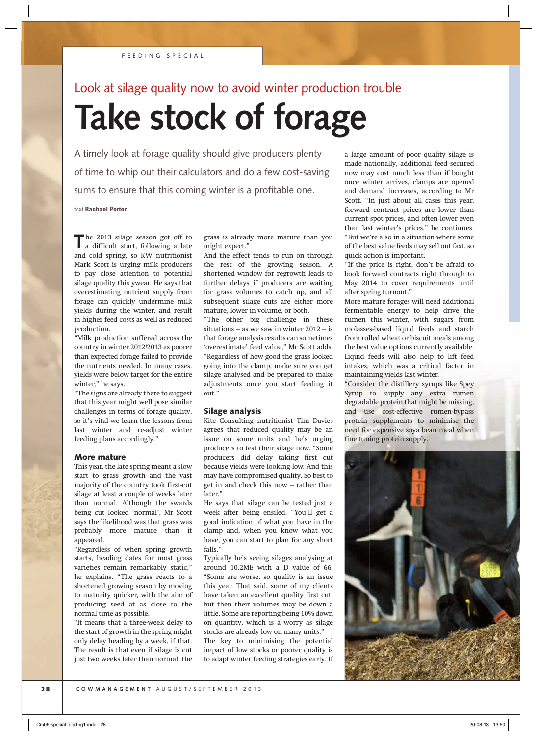FEEDING SPECIAL

## Look at silage quality now to avoid winter production trouble

# Take stock of forage

A timely look at forage quality should give producers plenty of time to whip out their calculators and do a few cost-saving sums to ensure that this coming winter is a profitable one.

text **Rachael Porter**

The 2013 silage season got off to a difficult start, following a late and cold spring, so KW nutritionist Mark Scott is urging milk producers to pay close attention to potential silage quality this ywear. He says that overestimating nutrient supply from forage can quickly undermine milk yields during the winter, and result in higher feed costs as well as reduced production.

"Milk production suffered across the country in winter 2012/2013 as poorer than expected forage failed to provide the nutrients needed. In many cases, yields were below target for the entire winter," he says.

"The signs are already there to suggest that this year might well pose similar challenges in terms of forage quality, so it's vital we learn the lessons from last winter and re-adjust winter feeding plans accordingly."

### More mature

This year, the late spring meant a slow start to grass growth and the vast majority of the country took first-cut silage at least a couple of weeks later than normal. Although the swards being cut looked 'normal', Mr Scott says the likelihood was that grass was probably more mature than it appeared.

"Regardless of when spring growth starts, heading dates for most grass varieties remain remarkably static," he explains. "The grass reacts to a shortened growing season by moving to maturity quicker, with the aim of producing seed at as close to the normal time as possible.

"It means that a three-week delay to the start of growth in the spring might only delay heading by a week, if that. The result is that even if silage is cut just two weeks later than normal, the grass is already more mature than you might expect."

And the effect tends to run on through the rest of the growing season. A shortened window for regrowth leads to further delays if producers are waiting for grass volumes to catch up, and all subsequent silage cuts are either more mature, lower in volume, or both.

"The other big challenge in these situations – as we saw in winter 2012 – is that forage analysis results can sometimes 'overestimate' feed value," Mr Scott adds. "Regardless of how good the grass looked going into the clamp, make sure you get silage analysed and be prepared to make adjustments once you start feeding it out."

### Silage analysis

Kite Consulting nutritionist Tim Davies agrees that reduced quality may be an issue on some units and he's urging producers to test their silage now. "Some producers did delay taking first cut because yields were looking low. And this may have compromised quality. So best to get in and check this now – rather than later."

He says that silage can be tested just a week after being ensiled. "You'll get a good indication of what you have in the clamp and, when you know what you have, you can start to plan for any short falls."

Typically he's seeing silages analysing at around 10.2ME with a D value of 66. "Some are worse, so quality is an issue this year. That said, some of my clients have taken an excellent quality first cut, but then their volumes may be down a little. Some are reporting being 10% down on quantity, which is a worry as silage stocks are already low on many units."

The key to minimising the potential impact of low stocks or poorer quality is to adapt winter feeding strategies early. If a large amount of poor quality silage is made nationally, additional feed secured now may cost much less than if bought once winter arrives, clamps are opened and demand increases, according to Mr Scott. "In just about all cases this year, forward contract prices are lower than current spot prices, and often lower even than last winter's prices," he continues. "But we're also in a situation where some of the best value feeds may sell out fast, so quick action is important.

"If the price is right, don't be afraid to book forward contracts right through to May 2014 to cover requirements until after spring turnout."

More mature forages will need additional fermentable energy to help drive the rumen this winter, with sugars from molasses-based liquid feeds and starch from rolled wheat or biscuit meals among the best value options currently available. Liquid feeds will also help to lift feed intakes, which was a critical factor in maintaining yields last winter.

"Consider the distillery syrups like Spey Syrup to supply any extra rumen degradable protein that might be missing, and use cost-effective rumen-bypass protein supplements to minimise the need for expensive soya bean meal when fine tuning protein supply.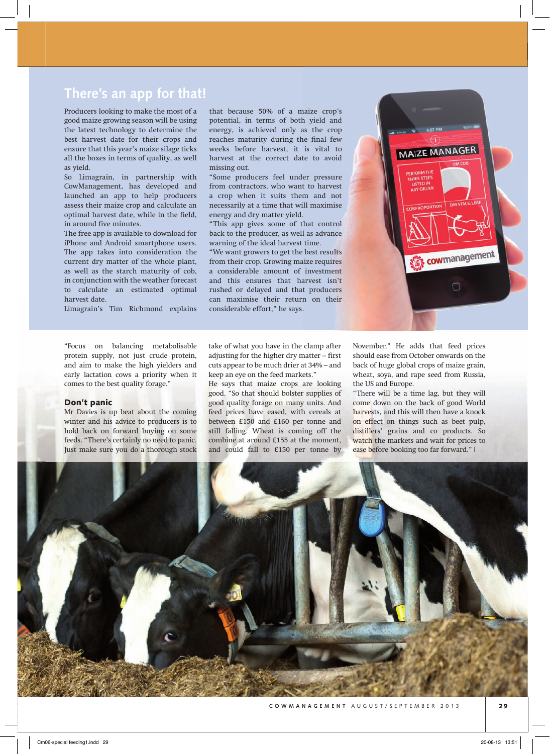## There's an app for that!

Producers looking to make the most of a good maize growing season will be using the latest technology to determine the best harvest date for their crops and ensure that this year's maize silage ticks all the boxes in terms of quality, as well as yield.

So Limagrain, in partnership with CowManagement, has developed and launched an app to help producers assess their maize crop and calculate an optimal harvest date, while in the field, in around five minutes.

The free app is available to download for iPhone and Android smartphone users. The app takes into consideration the current dry matter of the whole plant, as well as the starch maturity of cob, in conjunction with the weather forecast to calculate an estimated optimal harvest date.

Limagrain's Tim Richmond explains that because 50% of a maize crop's potential, in terms of both yield and energy, is achieved only as the crop reaches maturity during the final few weeks before harvest, it is vital to harvest at the correct date to avoid missing out.

"Some producers feel under pressure from contractors, who want to harvest a crop when it suits them and not necessarily at a time that will maximise energy and dry matter yield.

"This app gives some of that control back to the producer, as well as advance warning of the ideal harvest time.

"We want growers to get the best results from their crop. Growing maize requires a considerable amount of investment and this ensures that harvest isn't rushed or delayed and that producers can maximise their return on their considerable effort," he says.

"Focus on balancing metabolisable protein supply, not just crude protein, and aim to make the high yielders and early lactation cows a priority when it comes to the best quality forage."

### Don't panic

Mr Davies is up beat about the coming winter and his advice to producers is to hold back on forward buying on some feeds. "There's certainly no need to panic. Just make sure you do a thorough stock take of what you have in the clamp after adjusting for the higher dry matter – first cuts appear to be much drier at 34% – and keep an eye on the feed markets."

He says that maize crops are looking good. "So that should bolster supplies of good quality forage on many units. And feed prices have eased, with cereals at between £150 and £160 per tonne and still falling. Wheat is coming off the combine at around £155 at the moment, and could fall to £150 per tonne by November." He adds that feed prices should ease from October onwards on the back of huge global crops of maize grain, wheat, soya, and rape seed from Russia, the US and Europe.

"There will be a time lag, but they will come down on the back of good World harvests, and this will then have a knock on effect on things such as beet pulp, distillers' grains and co products. So watch the markets and wait for prices to ease before booking too far forward." |